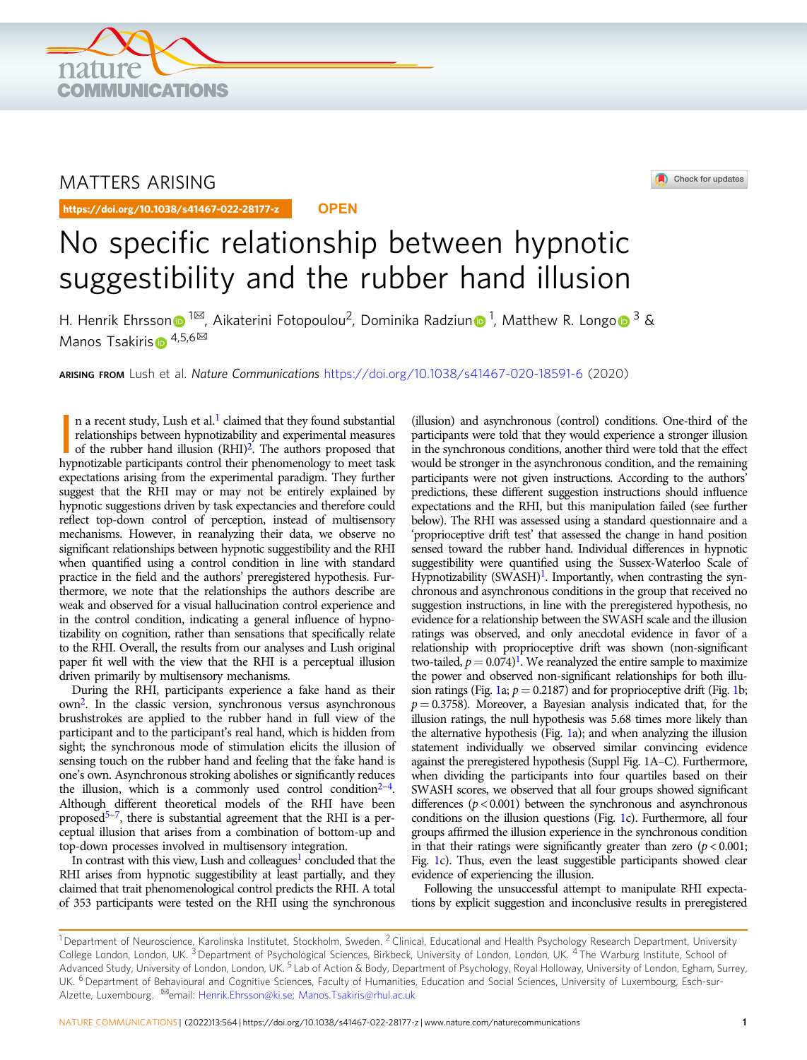MATTERS ARISING

https://doi.org/10.1038/s41467-022-28177-z

OPEN

# No specific relationship between hypnotic suggestibility and the rubber hand illusion

H. Henrik Ehrsson[1✉], Aikaterini Fotopoulou[2], Dominika Radziun[1], Matthew R. Longo[3] & Manos Tsakiris[4,5,6✉]

**ARISING FROM** Lush et al. *Nature Communications* https://doi.org/10.1038/s41467-020-18591-6 (2020)

In a recent study, Lush et al.[1] claimed that they found substantial relationships between hypnotizability and experimental measures of the rubber hand illusion (RHI)[2]. The authors proposed that hypnotizable participants control their phenomenology to meet task expectations arising from the experimental paradigm. They further suggest that the RHI may or may not be entirely explained by hypnotic suggestions driven by task expectancies and therefore could reflect top-down control of perception, instead of multisensory mechanisms. However, in reanalyzing their data, we observe no significant relationships between hypnotic suggestibility and the RHI when quantified using a control condition in line with standard practice in the field and the authors' preregistered hypothesis. Furthermore, we note that the relationships the authors describe are weak and observed for a visual hallucination control experience and in the control condition, indicating a general influence of hypnotizability on cognition, rather than sensations that specifically relate to the RHI. Overall, the results from our analyses and Lush original paper fit well with the view that the RHI is a perceptual illusion driven primarily by multisensory mechanisms.

During the RHI, participants experience a fake hand as their own[2]. In the classic version, synchronous versus asynchronous brushstrokes are applied to the rubber hand in full view of the participant and to the participant's real hand, which is hidden from sight; the synchronous mode of stimulation elicits the illusion of sensing touch on the rubber hand and feeling that the fake hand is one's own. Asynchronous stroking abolishes or significantly reduces the illusion, which is a commonly used control condition[2–4]. Although different theoretical models of the RHI have been proposed[5–7], there is substantial agreement that the RHI is a perceptual illusion that arises from a combination of bottom-up and top-down processes involved in multisensory integration.

In contrast with this view, Lush and colleagues[1] concluded that the RHI arises from hypnotic suggestibility at least partially, and they claimed that trait phenomenological control predicts the RHI. A total of 353 participants were tested on the RHI using the synchronous (illusion) and asynchronous (control) conditions. One-third of the participants were told that they would experience a stronger illusion in the synchronous conditions, another third were told that the effect would be stronger in the asynchronous condition, and the remaining participants were not given instructions. According to the authors' predictions, these different suggestion instructions should influence expectations and the RHI, but this manipulation failed (see further below). The RHI was assessed using a standard questionnaire and a 'proprioceptive drift test' that assessed the change in hand position sensed toward the rubber hand. Individual differences in hypnotic suggestibility were quantified using the Sussex-Waterloo Scale of Hypnotizability (SWASH)[1]. Importantly, when contrasting the synchronous and asynchronous conditions in the group that received no suggestion instructions, in line with the preregistered hypothesis, no evidence for a relationship between the SWASH scale and the illusion ratings was observed, and only anecdotal evidence in favor of a relationship with proprioceptive drift was shown (non-significant two-tailed, $p = 0.074$)[1]. We reanalyzed the entire sample to maximize the power and observed non-significant relationships for both illusion ratings (Fig. 1a; $p = 0.2187$) and for proprioceptive drift (Fig. 1b; $p = 0.3758$). Moreover, a Bayesian analysis indicated that, for the illusion ratings, the null hypothesis was 5.68 times more likely than the alternative hypothesis (Fig. 1a); and when analyzing the illusion statement individually we observed similar convincing evidence against the preregistered hypothesis (Suppl Fig. 1A–C). Furthermore, when dividing the participants into four quartiles based on their SWASH scores, we observed that all four groups showed significant differences ($p < 0.001$) between the synchronous and asynchronous conditions on the illusion questions (Fig. 1c). Furthermore, all four groups affirmed the illusion experience in the synchronous condition in that their ratings were significantly greater than zero ($p < 0.001$; Fig. 1c). Thus, even the least suggestible participants showed clear evidence of experiencing the illusion.

Following the unsuccessful attempt to manipulate RHI expectations by explicit suggestion and inconclusive results in preregistered

[1] Department of Neuroscience, Karolinska Institutet, Stockholm, Sweden. [2] Clinical, Educational and Health Psychology Research Department, University College London, London, UK. [3] Department of Psychological Sciences, Birkbeck, University of London, London, UK. [4] The Warburg Institute, School of Advanced Study, University of London, London, UK. [5] Lab of Action & Body, Department of Psychology, Royal Holloway, University of London, Egham, Surrey, UK. [6] Department of Behavioural and Cognitive Sciences, Faculty of Humanities, Education and Social Sciences, University of Luxembourg, Esch-sur-Alzette, Luxembourg. ✉email: Henrik.Ehrsson@ki.se; Manos.Tsakiris@rhul.ac.uk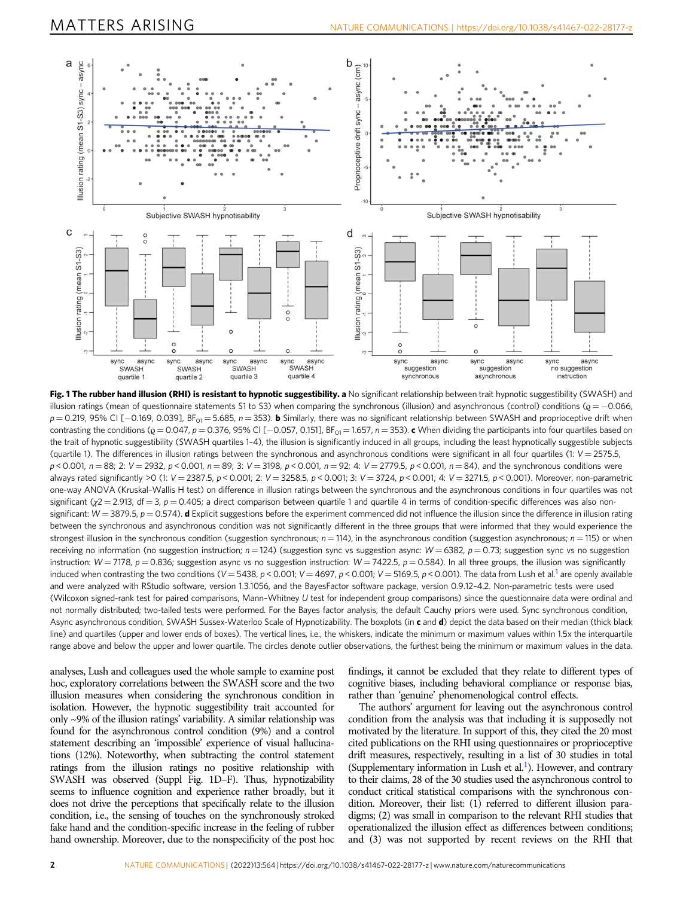**Fig. 1 The rubber hand illusion (RHI) is resistant to hypnotic suggestibility. a** No significant relationship between trait hypnotic suggestibility (SWASH) and illusion ratings (mean of questionnaire statements S1 to S3) when comparing the synchronous (illusion) and asynchronous (control) conditions ($\varrho = -0.066$, $p = 0.219$, 95% CI [−0.169, 0.039], $BF_{01} = 5.685$, $n = 353$). **b** Similarly, there was no significant relationship between SWASH and proprioceptive drift when contrasting the conditions ($\varrho = 0.047$, $p = 0.376$, 95% CI [−0.057, 0.151], $BF_{01} = 1.657$, $n = 353$). **c** When dividing the participants into four quartiles based on the trait of hypnotic suggestibility (SWASH quartiles 1–4), the illusion is significantly induced in all groups, including the least hypnotically suggestible subjects (quartile 1). The differences in illusion ratings between the synchronous and asynchronous conditions were significant in all four quartiles (1: $V = 2575.5$, $p < 0.001$, $n = 88$; 2: $V = 2932$, $p < 0.001$, $n = 89$; 3: $V = 3198$, $p < 0.001$, $n = 92$; 4: $V = 2779.5$, $p < 0.001$, $n = 84$), and the synchronous conditions were always rated significantly >0 (1: $V = 2387.5$, $p < 0.001$; 2: $V = 3258.5$, $p < 0.001$; 3: $V = 3724$, $p < 0.001$; 4: $V = 3271.5$, $p < 0.001$). Moreover, non-parametric one-way ANOVA (Kruskal–Wallis H test) on difference in illusion ratings between the synchronous and the asynchronous conditions in four quartiles was not significant ($\chi 2 = 2.913$, df = 3, $p = 0.405$; a direct comparison between quartile 1 and quartile 4 in terms of condition-specific differences was also non-significant: $W = 3879.5$, $p = 0.574$). **d** Explicit suggestions before the experiment commenced did not influence the illusion since the difference in illusion rating between the synchronous and asynchronous condition was not significantly different in the three groups that were informed that they would experience the strongest illusion in the synchronous condition (suggestion synchronous; $n = 114$), in the asynchronous condition (suggestion asynchronous; $n = 115$) or when receiving no information (no suggestion instruction; $n = 124$) (suggestion sync vs suggestion async: $W = 6382$, $p = 0.73$; suggestion sync vs no suggestion instruction: $W = 7178$, $p = 0.836$; suggestion async vs no suggestion instruction: $W = 7422.5$, $p = 0.584$). In all three groups, the illusion was significantly induced when contrasting the two conditions ($V = 5438$, $p < 0.001$; $V = 4697$, $p < 0.001$; $V = 5169.5$, $p < 0.001$). The data from Lush et al.[1] are openly available and were analyzed with RStudio software, version 1.3.1056, and the BayesFactor software package, version 0.9.12-4.2. Non-parametric tests were used (Wilcoxon signed-rank test for paired comparisons, Mann–Whitney *U* test for independent group comparisons) since the questionnaire data were ordinal and not normally distributed; two-tailed tests were performed. For the Bayes factor analysis, the default Cauchy priors were used. Sync synchronous condition, Async asynchronous condition, SWASH Sussex-Waterloo Scale of Hypnotizability. The boxplots (in **c** and **d**) depict the data based on their median (thick black line) and quartiles (upper and lower ends of boxes). The vertical lines, i.e., the whiskers, indicate the minimum or maximum values within 1.5x the interquartile range above and below the upper and lower quartile. The circles denote outlier observations, the furthest being the minimum or maximum values in the data.

analyses, Lush and colleagues used the whole sample to examine post hoc, exploratory correlations between the SWASH score and the two illusion measures when considering the synchronous condition in isolation. However, the hypnotic suggestibility trait accounted for only ~9% of the illusion ratings' variability. A similar relationship was found for the asynchronous control condition (9%) and a control statement describing an 'impossible' experience of visual hallucinations (12%). Noteworthy, when subtracting the control statement ratings from the illusion ratings no positive relationship with SWASH was observed (Suppl Fig. 1D–F). Thus, hypnotizability seems to influence cognition and experience rather broadly, but it does not drive the perceptions that specifically relate to the illusion condition, i.e., the sensing of touches on the synchronously stroked fake hand and the condition-specific increase in the feeling of rubber hand ownership. Moreover, due to the nonspecificity of the post hoc findings, it cannot be excluded that they relate to different types of cognitive biases, including behavioral compliance or response bias, rather than 'genuine' phenomenological control effects.

The authors' argument for leaving out the asynchronous control condition from the analysis was that including it is supposedly not motivated by the literature. In support of this, they cited the 20 most cited publications on the RHI using questionnaires or proprioceptive drift measures, respectively, resulting in a list of 30 studies in total (Supplementary information in Lush et al.[1]). However, and contrary to their claims, 28 of the 30 studies used the asynchronous control to conduct critical statistical comparisons with the synchronous condition. Moreover, their list: (1) referred to different illusion paradigms; (2) was small in comparison to the relevant RHI studies that operationalized the illusion effect as differences between conditions; and (3) was not supported by recent reviews on the RHI that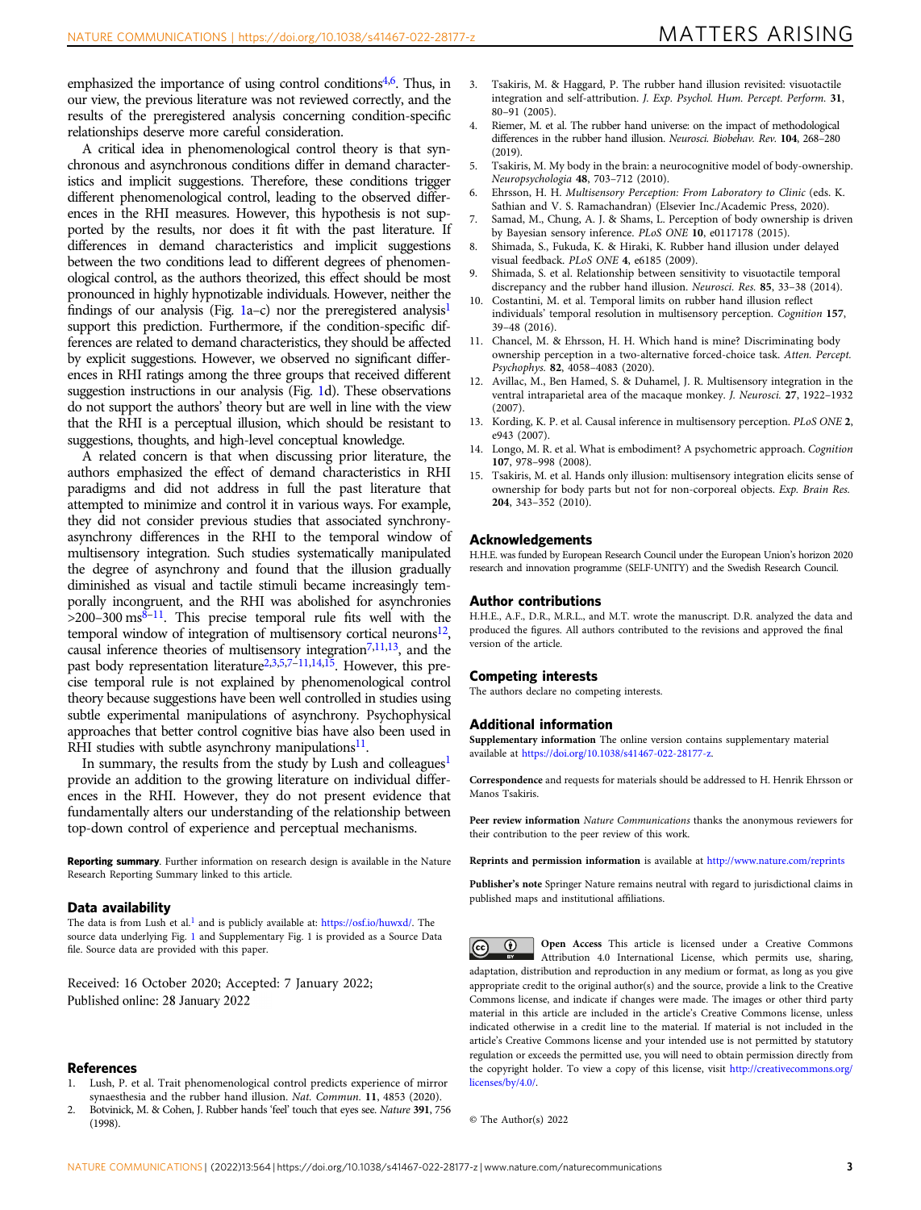emphasized the importance of using control conditions[4,6]. Thus, in our view, the previous literature was not reviewed correctly, and the results of the preregistered analysis concerning condition-specific relationships deserve more careful consideration.

A critical idea in phenomenological control theory is that synchronous and asynchronous conditions differ in demand characteristics and implicit suggestions. Therefore, these conditions trigger different phenomenological control, leading to the observed differences in the RHI measures. However, this hypothesis is not supported by the results, nor does it fit with the past literature. If differences in demand characteristics and implicit suggestions between the two conditions lead to different degrees of phenomenological control, as the authors theorized, this effect should be most pronounced in highly hypnotizable individuals. However, neither the findings of our analysis (Fig. 1a–c) nor the preregistered analysis[1] support this prediction. Furthermore, if the condition-specific differences are related to demand characteristics, they should be affected by explicit suggestions. However, we observed no significant differences in RHI ratings among the three groups that received different suggestion instructions in our analysis (Fig. 1d). These observations do not support the authors' theory but are well in line with the view that the RHI is a perceptual illusion, which should be resistant to suggestions, thoughts, and high-level conceptual knowledge.

A related concern is that when discussing prior literature, the authors emphasized the effect of demand characteristics in RHI paradigms and did not address in full the past literature that attempted to minimize and control it in various ways. For example, they did not consider previous studies that associated synchrony-asynchrony differences in the RHI to the temporal window of multisensory integration. Such studies systematically manipulated the degree of asynchrony and found that the illusion gradually diminished as visual and tactile stimuli became increasingly temporally incongruent, and the RHI was abolished for asynchronies >200–300 ms[8–11]. This precise temporal rule fits well with the temporal window of integration of multisensory cortical neurons[12], causal inference theories of multisensory integration[7,11,13], and the past body representation literature[2,3,5,7–11,14,15]. However, this precise temporal rule is not explained by phenomenological control theory because suggestions have been well controlled in studies using subtle experimental manipulations of asynchrony. Psychophysical approaches that better control cognitive bias have also been used in RHI studies with subtle asynchrony manipulations[11].

In summary, the results from the study by Lush and colleagues[1] provide an addition to the growing literature on individual differences in the RHI. However, they do not present evidence that fundamentally alters our understanding of the relationship between top-down control of experience and perceptual mechanisms.

**Reporting summary**. Further information on research design is available in the Nature Research Reporting Summary linked to this article.

## Data availability

The data is from Lush et al.[1] and is publicly available at: https://osf.io/huwxd/. The source data underlying Fig. 1 and Supplementary Fig. 1 is provided as a Source Data file. Source data are provided with this paper.

Received: 16 October 2020; Accepted: 7 January 2022;
Published online: 28 January 2022

## References

1. Lush, P. et al. Trait phenomenological control predicts experience of mirror synaesthesia and the rubber hand illusion. *Nat. Commun.* **11**, 4853 (2020).
2. Botvinick, M. & Cohen, J. Rubber hands 'feel' touch that eyes see. *Nature* **391**, 756 (1998).
3. Tsakiris, M. & Haggard, P. The rubber hand illusion revisited: visuotactile integration and self-attribution. *J. Exp. Psychol. Hum. Percept. Perform.* **31**, 80–91 (2005).
4. Riemer, M. et al. The rubber hand universe: on the impact of methodological differences in the rubber hand illusion. *Neurosci. Biobehav. Rev.* **104**, 268–280 (2019).
5. Tsakiris, M. My body in the brain: a neurocognitive model of body-ownership. *Neuropsychologia* **48**, 703–712 (2010).
6. Ehrsson, H. H. *Multisensory Perception: From Laboratory to Clinic* (eds. K. Sathian and V. S. Ramachandran) (Elsevier Inc./Academic Press, 2020).
7. Samad, M., Chung, A. J. & Shams, L. Perception of body ownership is driven by Bayesian sensory inference. *PLoS ONE* **10**, e0117178 (2015).
8. Shimada, S., Fukuda, K. & Hiraki, K. Rubber hand illusion under delayed visual feedback. *PLoS ONE* **4**, e6185 (2009).
9. Shimada, S. et al. Relationship between sensitivity to visuotactile temporal discrepancy and the rubber hand illusion. *Neurosci. Res.* **85**, 33–38 (2014).
10. Costantini, M. et al. Temporal limits on rubber hand illusion reflect individuals' temporal resolution in multisensory perception. *Cognition* **157**, 39–48 (2016).
11. Chancel, M. & Ehrsson, H. H. Which hand is mine? Discriminating body ownership perception in a two-alternative forced-choice task. *Atten. Percept. Psychophys.* **82**, 4058–4083 (2020).
12. Avillac, M., Ben Hamed, S. & Duhamel, J. R. Multisensory integration in the ventral intraparietal area of the macaque monkey. *J. Neurosci.* **27**, 1922–1932 (2007).
13. Kording, K. P. et al. Causal inference in multisensory perception. *PLoS ONE* **2**, e943 (2007).
14. Longo, M. R. et al. What is embodiment? A psychometric approach. *Cognition* **107**, 978–998 (2008).
15. Tsakiris, M. et al. Hands only illusion: multisensory integration elicits sense of ownership for body parts but not for non-corporeal objects. *Exp. Brain Res.* **204**, 343–352 (2010).

## Acknowledgements

H.H.E. was funded by European Research Council under the European Union's horizon 2020 research and innovation programme (SELF-UNITY) and the Swedish Research Council.

## Author contributions

H.H.E., A.F., D.R., M.R.L., and M.T. wrote the manuscript. D.R. analyzed the data and produced the figures. All authors contributed to the revisions and approved the final version of the article.

## Competing interests

The authors declare no competing interests.

## Additional information

**Supplementary information** The online version contains supplementary material available at https://doi.org/10.1038/s41467-022-28177-z.

**Correspondence** and requests for materials should be addressed to H. Henrik Ehrsson or Manos Tsakiris.

**Peer review information** *Nature Communications* thanks the anonymous reviewers for their contribution to the peer review of this work.

**Reprints and permission information** is available at http://www.nature.com/reprints

**Publisher's note** Springer Nature remains neutral with regard to jurisdictional claims in published maps and institutional affiliations.

**Open Access** This article is licensed under a Creative Commons Attribution 4.0 International License, which permits use, sharing, adaptation, distribution and reproduction in any medium or format, as long as you give appropriate credit to the original author(s) and the source, provide a link to the Creative Commons license, and indicate if changes were made. The images or other third party material in this article are included in the article's Creative Commons license, unless indicated otherwise in a credit line to the material. If material is not included in the article's Creative Commons license and your intended use is not permitted by statutory regulation or exceeds the permitted use, you will need to obtain permission directly from the copyright holder. To view a copy of this license, visit http://creativecommons.org/licenses/by/4.0/.

© The Author(s) 2022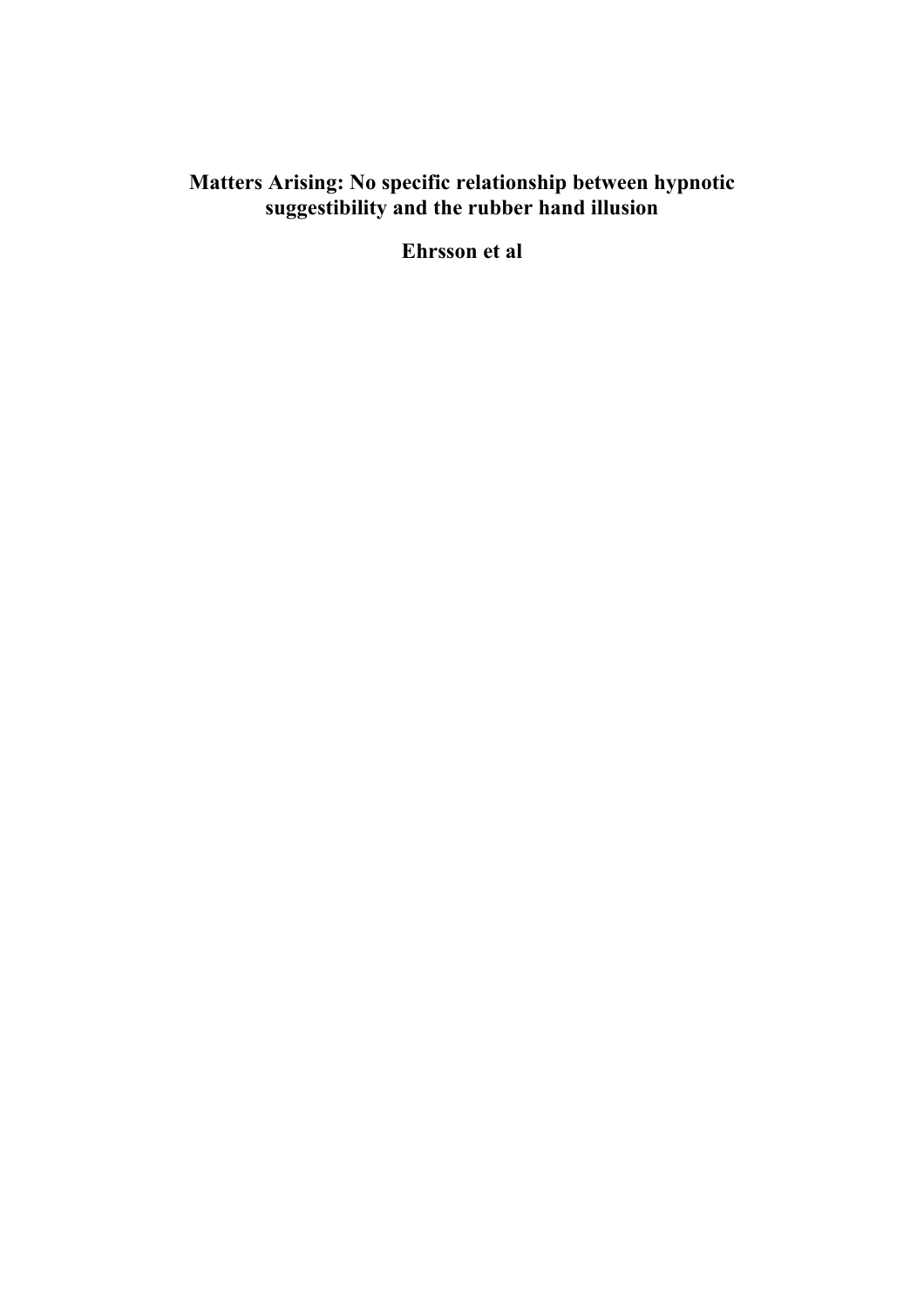**Matters Arising: No specific relationship between hypnotic suggestibility and the rubber hand illusion**

**Ehrsson et al**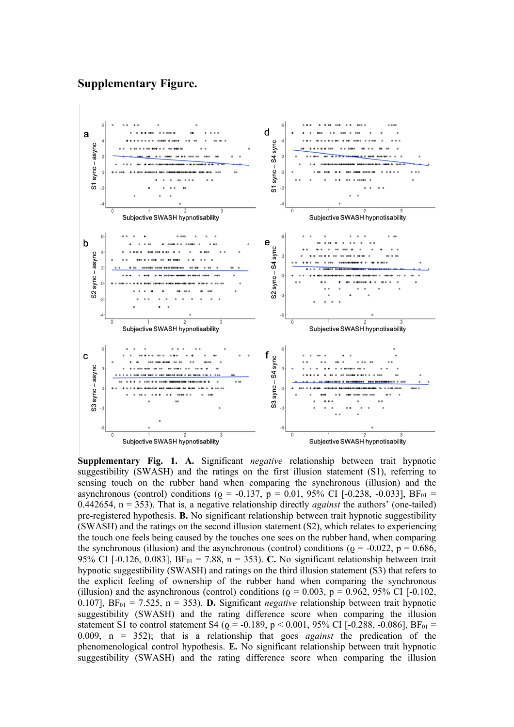# Supplementary Figure.

**Supplementary Fig. 1. A.** Significant *negative* relationship between trait hypnotic suggestibility (SWASH) and the ratings on the first illusion statement (S1), referring to sensing touch on the rubber hand when comparing the synchronous (illusion) and the asynchronous (control) conditions ($\varrho$ = -0.137, p = 0.01, 95% CI [-0.238, -0.033], $BF_{01}$ = 0.442654, n = 353). That is, a negative relationship directly *against* the authors' (one-tailed) pre-registered hypothesis. **B.** No significant relationship between trait hypnotic suggestibility (SWASH) and the ratings on the second illusion statement (S2), which relates to experiencing the touch one feels being caused by the touches one sees on the rubber hand, when comparing the synchronous (illusion) and the asynchronous (control) conditions ($\varrho$ = -0.022, p = 0.686, 95% CI [-0.126, 0.083], $BF_{01}$ = 7.88, n = 353). **C.** No significant relationship between trait hypnotic suggestibility (SWASH) and ratings on the third illusion statement (S3) that refers to the explicit feeling of ownership of the rubber hand when comparing the synchronous (illusion) and the asynchronous (control) conditions ($\varrho$ = 0.003, p = 0.962, 95% CI [-0.102, 0.107], $BF_{01}$ = 7.525, n = 353). **D.** Significant *negative* relationship between trait hypnotic suggestibility (SWASH) and the rating difference score when comparing the illusion statement S1 to control statement S4 ($\varrho$ = -0.189, p < 0.001, 95% CI [-0.288, -0.086], $BF_{01}$ = 0.009, n = 352); that is a relationship that goes *against* the predication of the phenomenological control hypothesis. **E.** No significant relationship between trait hypnotic suggestibility (SWASH) and the rating difference score when comparing the illusion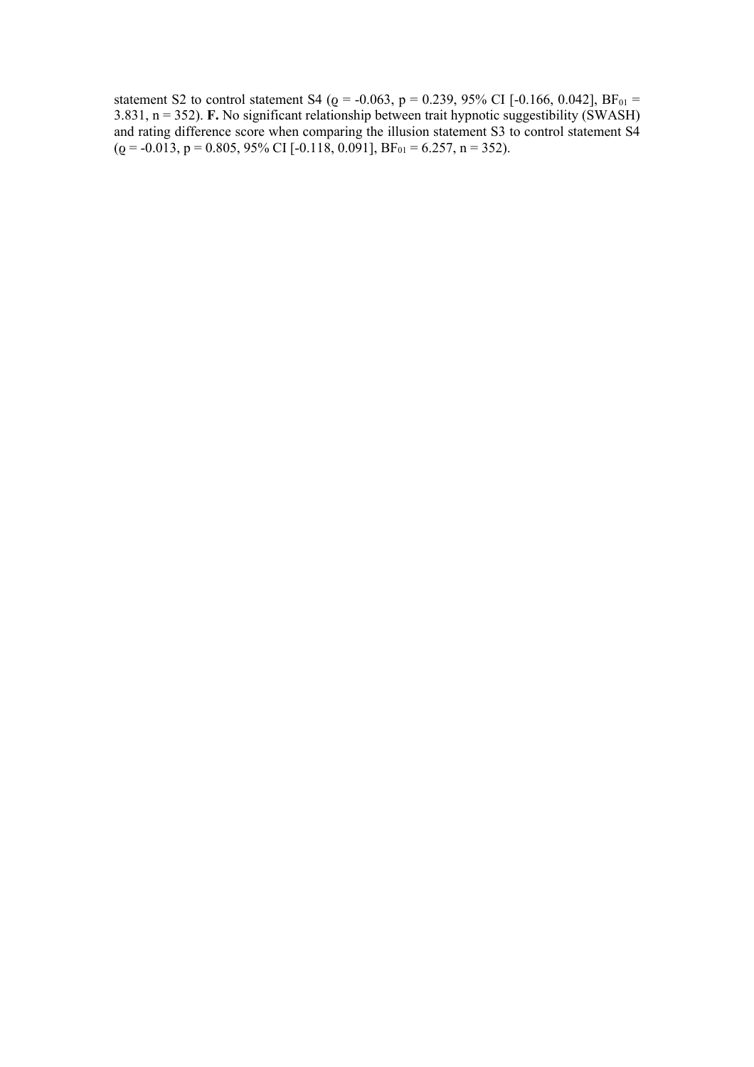statement S2 to control statement S4 ($\varrho = -0.063$, $p = 0.239$, 95% CI [-0.166, 0.042], $BF_{01} = 3.831$, $n = 352$). **F.** No significant relationship between trait hypnotic suggestibility (SWASH) and rating difference score when comparing the illusion statement S3 to control statement S4 ($\varrho = -0.013$, $p = 0.805$, 95% CI [-0.118, 0.091], $BF_{01} = 6.257$, $n = 352$).